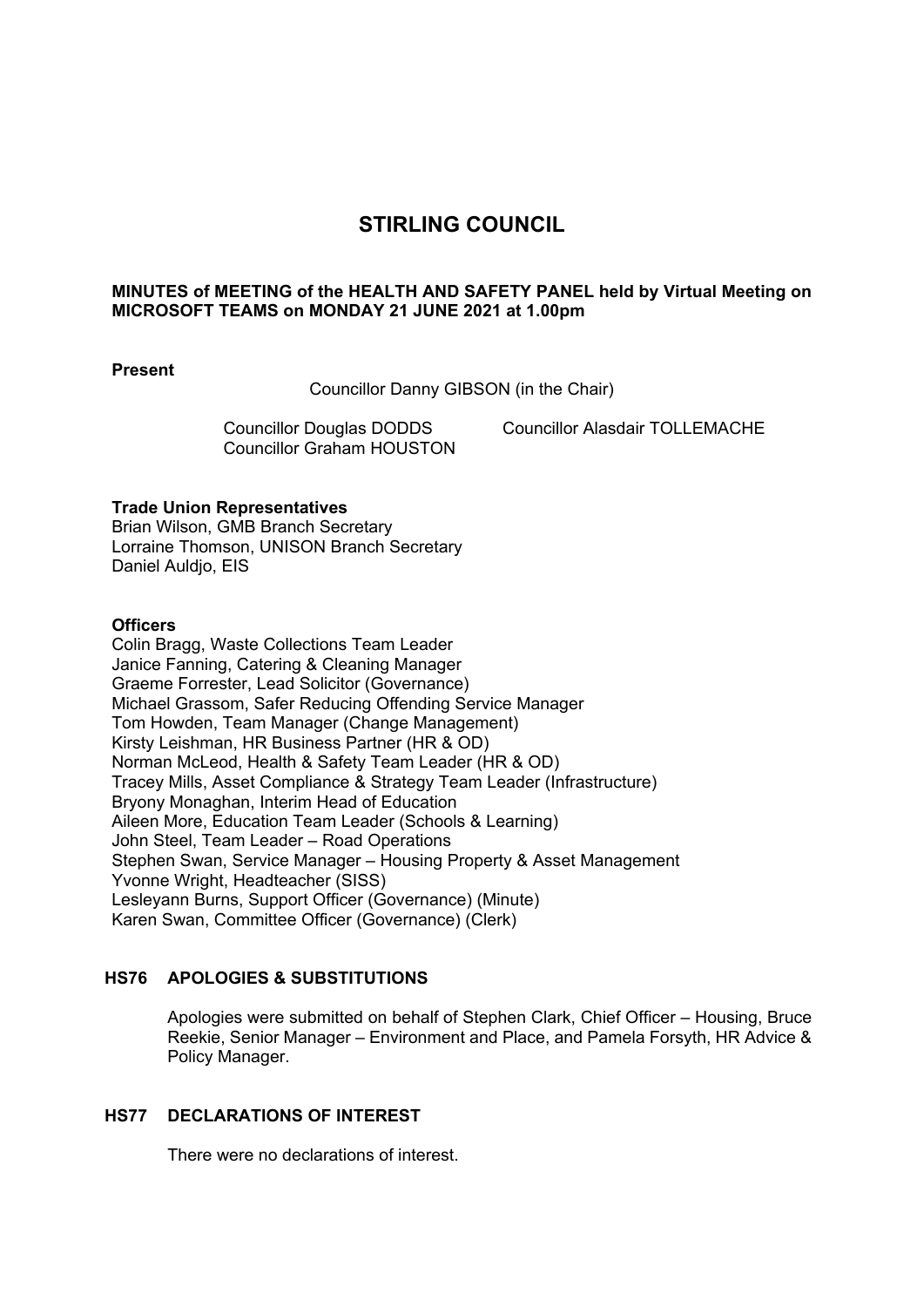# STIRLING COUNCIL

**MINUTES of MEETING of the HEALTH AND SAFETY PANEL held by Virtual Meeting on MICROSOFT TEAMS on MONDAY 21 JUNE 2021 at 1.00pm**

**Present**

Councillor Danny GIBSON (in the Chair)

Councillor Douglas DODDS
Councillor Alasdair TOLLEMACHE
Councillor Graham HOUSTON

**Trade Union Representatives**

Brian Wilson, GMB Branch Secretary
Lorraine Thomson, UNISON Branch Secretary
Daniel Auldjo, EIS

**Officers**

Colin Bragg, Waste Collections Team Leader
Janice Fanning, Catering & Cleaning Manager
Graeme Forrester, Lead Solicitor (Governance)
Michael Grassom, Safer Reducing Offending Service Manager
Tom Howden, Team Manager (Change Management)
Kirsty Leishman, HR Business Partner (HR & OD)
Norman McLeod, Health & Safety Team Leader (HR & OD)
Tracey Mills, Asset Compliance & Strategy Team Leader (Infrastructure)
Bryony Monaghan, Interim Head of Education
Aileen More, Education Team Leader (Schools & Learning)
John Steel, Team Leader – Road Operations
Stephen Swan, Service Manager – Housing Property & Asset Management
Yvonne Wright, Headteacher (SISS)
Lesleyann Burns, Support Officer (Governance) (Minute)
Karen Swan, Committee Officer (Governance) (Clerk)

## HS76 APOLOGIES & SUBSTITUTIONS

Apologies were submitted on behalf of Stephen Clark, Chief Officer – Housing, Bruce Reekie, Senior Manager – Environment and Place, and Pamela Forsyth, HR Advice & Policy Manager.

## HS77 DECLARATIONS OF INTEREST

There were no declarations of interest.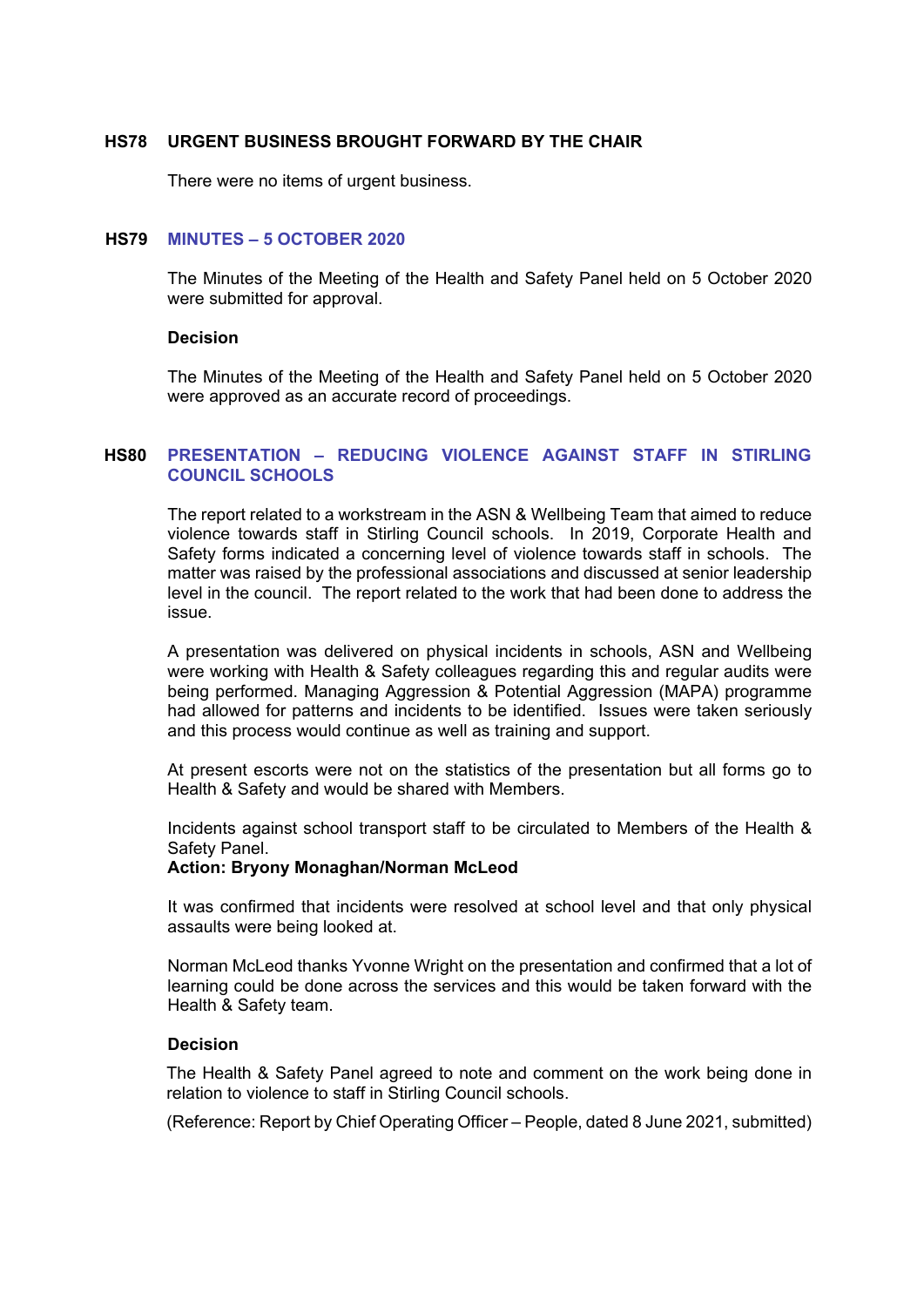### HS78 URGENT BUSINESS BROUGHT FORWARD BY THE CHAIR

There were no items of urgent business.

### HS79 MINUTES – 5 OCTOBER 2020

The Minutes of the Meeting of the Health and Safety Panel held on 5 October 2020 were submitted for approval.

**Decision**

The Minutes of the Meeting of the Health and Safety Panel held on 5 October 2020 were approved as an accurate record of proceedings.

### HS80 PRESENTATION – REDUCING VIOLENCE AGAINST STAFF IN STIRLING COUNCIL SCHOOLS

The report related to a workstream in the ASN & Wellbeing Team that aimed to reduce violence towards staff in Stirling Council schools. In 2019, Corporate Health and Safety forms indicated a concerning level of violence towards staff in schools. The matter was raised by the professional associations and discussed at senior leadership level in the council. The report related to the work that had been done to address the issue.

A presentation was delivered on physical incidents in schools, ASN and Wellbeing were working with Health & Safety colleagues regarding this and regular audits were being performed. Managing Aggression & Potential Aggression (MAPA) programme had allowed for patterns and incidents to be identified. Issues were taken seriously and this process would continue as well as training and support.

At present escorts were not on the statistics of the presentation but all forms go to Health & Safety and would be shared with Members.

Incidents against school transport staff to be circulated to Members of the Health & Safety Panel.
**Action: Bryony Monaghan/Norman McLeod**

It was confirmed that incidents were resolved at school level and that only physical assaults were being looked at.

Norman McLeod thanks Yvonne Wright on the presentation and confirmed that a lot of learning could be done across the services and this would be taken forward with the Health & Safety team.

**Decision**

The Health & Safety Panel agreed to note and comment on the work being done in relation to violence to staff in Stirling Council schools.

(Reference: Report by Chief Operating Officer – People, dated 8 June 2021, submitted)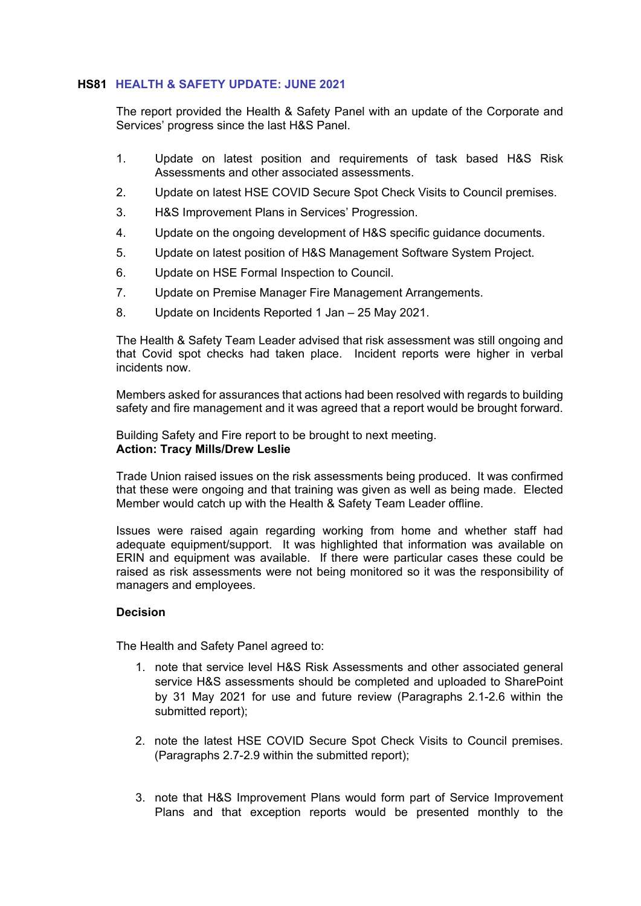## HS81 HEALTH & SAFETY UPDATE: JUNE 2021

The report provided the Health & Safety Panel with an update of the Corporate and Services' progress since the last H&S Panel.

1. Update on latest position and requirements of task based H&S Risk Assessments and other associated assessments.
2. Update on latest HSE COVID Secure Spot Check Visits to Council premises.
3. H&S Improvement Plans in Services' Progression.
4. Update on the ongoing development of H&S specific guidance documents.
5. Update on latest position of H&S Management Software System Project.
6. Update on HSE Formal Inspection to Council.
7. Update on Premise Manager Fire Management Arrangements.
8. Update on Incidents Reported 1 Jan – 25 May 2021.

The Health & Safety Team Leader advised that risk assessment was still ongoing and that Covid spot checks had taken place. Incident reports were higher in verbal incidents now.

Members asked for assurances that actions had been resolved with regards to building safety and fire management and it was agreed that a report would be brought forward.

Building Safety and Fire report to be brought to next meeting.
**Action: Tracy Mills/Drew Leslie**

Trade Union raised issues on the risk assessments being produced. It was confirmed that these were ongoing and that training was given as well as being made. Elected Member would catch up with the Health & Safety Team Leader offline.

Issues were raised again regarding working from home and whether staff had adequate equipment/support. It was highlighted that information was available on ERIN and equipment was available. If there were particular cases these could be raised as risk assessments were not being monitored so it was the responsibility of managers and employees.

**Decision**

The Health and Safety Panel agreed to:

1. note that service level H&S Risk Assessments and other associated general service H&S assessments should be completed and uploaded to SharePoint by 31 May 2021 for use and future review (Paragraphs 2.1-2.6 within the submitted report);

2. note the latest HSE COVID Secure Spot Check Visits to Council premises. (Paragraphs 2.7-2.9 within the submitted report);

3. note that H&S Improvement Plans would form part of Service Improvement Plans and that exception reports would be presented monthly to the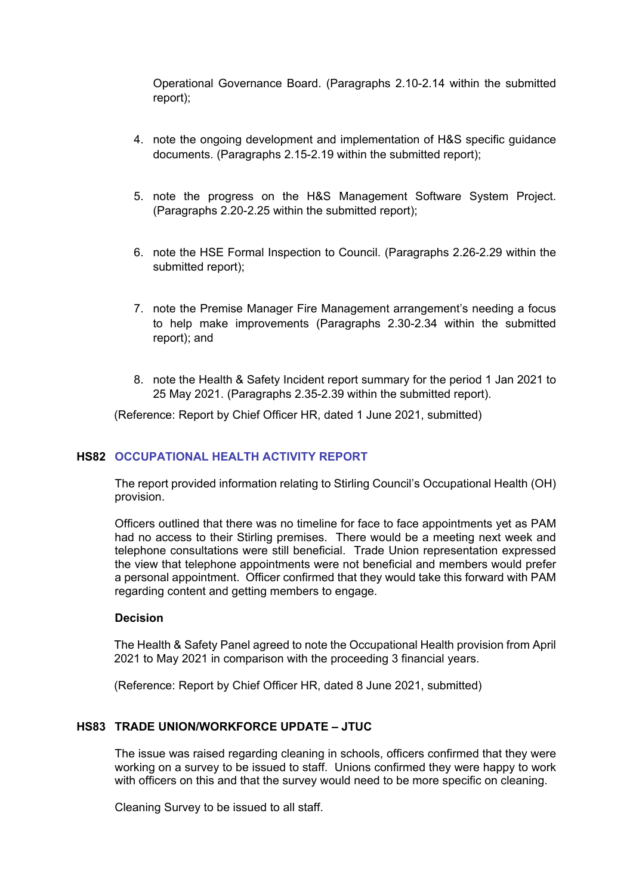Operational Governance Board. (Paragraphs 2.10-2.14 within the submitted report);

4. note the ongoing development and implementation of H&S specific guidance documents. (Paragraphs 2.15-2.19 within the submitted report);

5. note the progress on the H&S Management Software System Project. (Paragraphs 2.20-2.25 within the submitted report);

6. note the HSE Formal Inspection to Council. (Paragraphs 2.26-2.29 within the submitted report);

7. note the Premise Manager Fire Management arrangement's needing a focus to help make improvements (Paragraphs 2.30-2.34 within the submitted report); and

8. note the Health & Safety Incident report summary for the period 1 Jan 2021 to 25 May 2021. (Paragraphs 2.35-2.39 within the submitted report).

(Reference: Report by Chief Officer HR, dated 1 June 2021, submitted)

## HS82 OCCUPATIONAL HEALTH ACTIVITY REPORT

The report provided information relating to Stirling Council's Occupational Health (OH) provision.

Officers outlined that there was no timeline for face to face appointments yet as PAM had no access to their Stirling premises. There would be a meeting next week and telephone consultations were still beneficial. Trade Union representation expressed the view that telephone appointments were not beneficial and members would prefer a personal appointment. Officer confirmed that they would take this forward with PAM regarding content and getting members to engage.

**Decision**

The Health & Safety Panel agreed to note the Occupational Health provision from April 2021 to May 2021 in comparison with the proceeding 3 financial years.

(Reference: Report by Chief Officer HR, dated 8 June 2021, submitted)

## HS83 TRADE UNION/WORKFORCE UPDATE – JTUC

The issue was raised regarding cleaning in schools, officers confirmed that they were working on a survey to be issued to staff. Unions confirmed they were happy to work with officers on this and that the survey would need to be more specific on cleaning.

Cleaning Survey to be issued to all staff.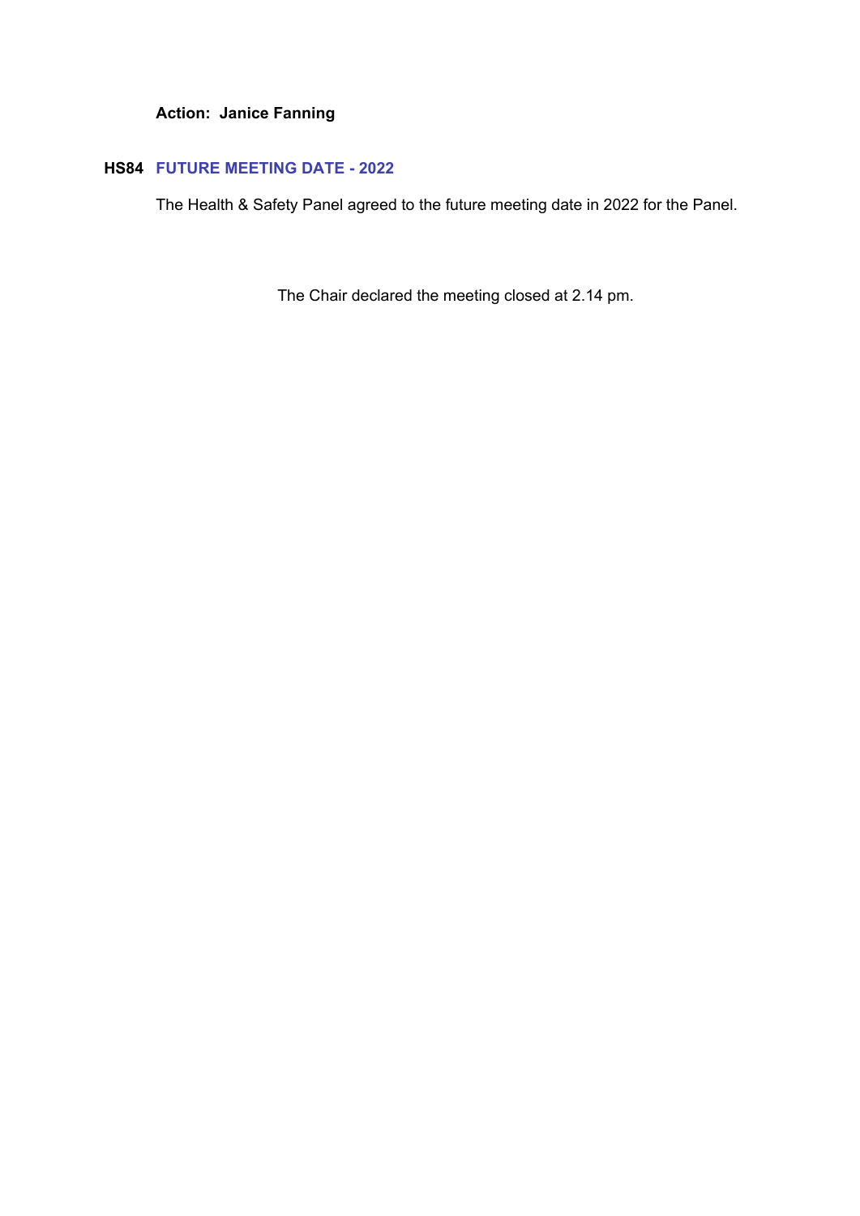**Action: Janice Fanning**

## HS84 FUTURE MEETING DATE - 2022

The Health & Safety Panel agreed to the future meeting date in 2022 for the Panel.

The Chair declared the meeting closed at 2.14 pm.